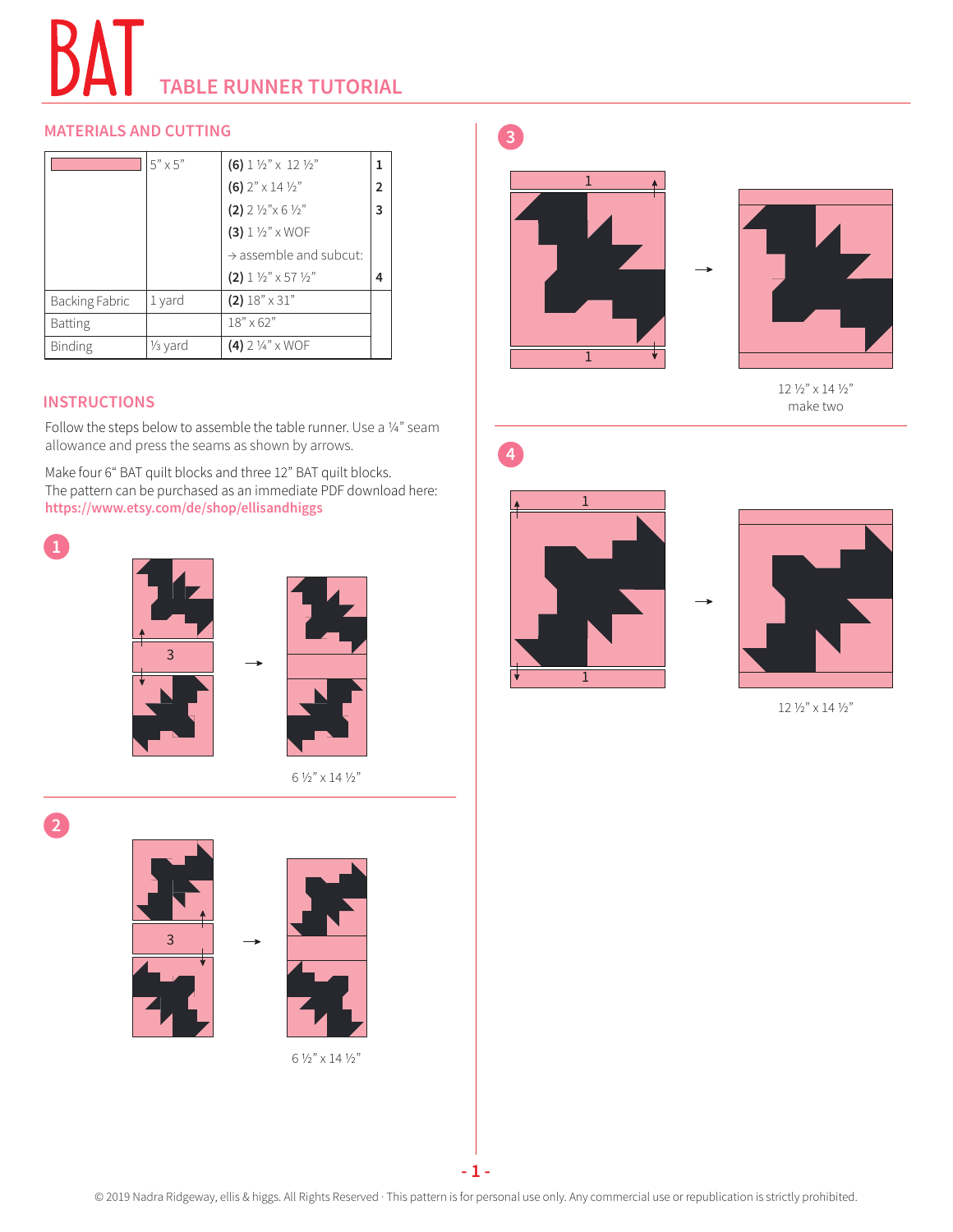# BAT TABLE RUNNER TUTORIAL

## MATERIALS AND CUTTING

| | | | |
|---|---|---|---|
| (pink fabric) | 5" x 5" | **(6)** 1 ½" x 12 ½" | **1** |
| | | **(6)** 2" x 14 ½" | **2** |
| | | **(2)** 2 ½"x 6 ½" | **3** |
| | | **(3)** 1 ½" x WOF | |
| | | → assemble and subcut: | |
| | | **(2)** 1 ½" x 57 ½" | **4** |
| Backing Fabric | 1 yard | **(2)** 18" x 31" | |
| Batting | | 18" x 62" | |
| Binding | ⅓ yard | **(4)** 2 ¼" x WOF | |

## INSTRUCTIONS

Follow the steps below to assemble the table runner. Use a ¼" seam allowance and press the seams as shown by arrows.

Make four 6" BAT quilt blocks and three 12" BAT quilt blocks.
The pattern can be purchased as an immediate PDF download here:
**https://www.etsy.com/de/shop/ellisandhiggs**

**1**

3

6 ½" x 14 ½"

**2**

3

6 ½" x 14 ½"

**3**

1

1

12 ½" x 14 ½"
make two

**4**

1

1

12 ½" x 14 ½"

© 2019 Nadra Ridgeway, ellis & higgs. All Rights Reserved · This pattern is for personal use only. Any commercial use or republication is strictly prohibited.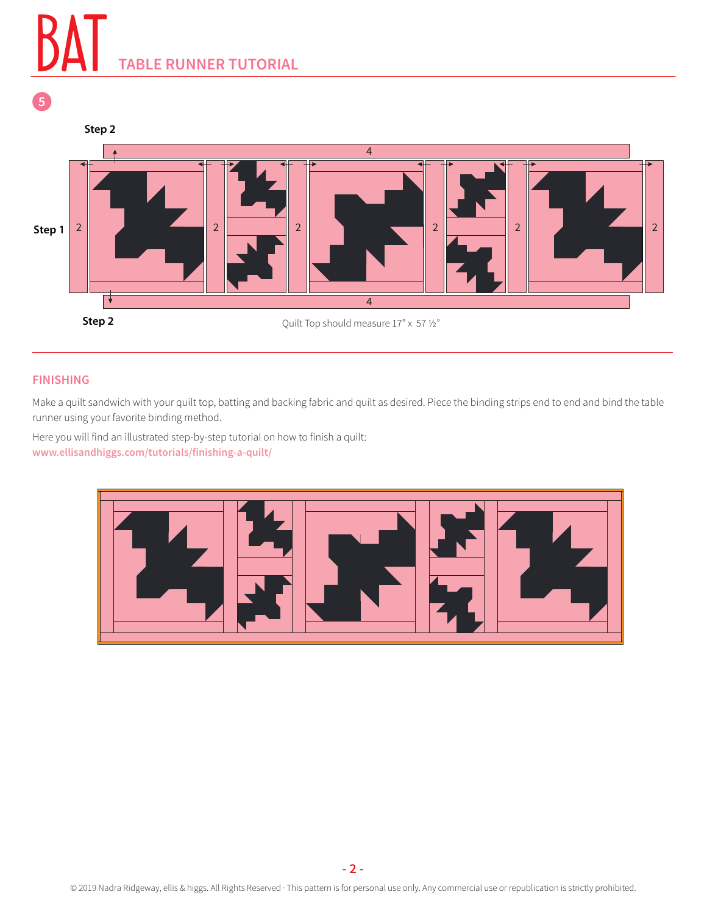# BAT TABLE RUNNER TUTORIAL

5

Step 2

4

Step 1 2 2 2 2 2 2

4

Step 2

Quilt Top should measure 17" x 57 ½"

## FINISHING

Make a quilt sandwich with your quilt top, batting and backing fabric and quilt as desired. Piece the binding strips end to end and bind the table runner using your favorite binding method.

Here you will find an illustrated step-by-step tutorial on how to finish a quilt:
**www.ellisandhiggs.com/tutorials/finishing-a-quilt/**

© 2019 Nadra Ridgeway, ellis & higgs. All Rights Reserved · This pattern is for personal use only. Any commercial use or republication is strictly prohibited.